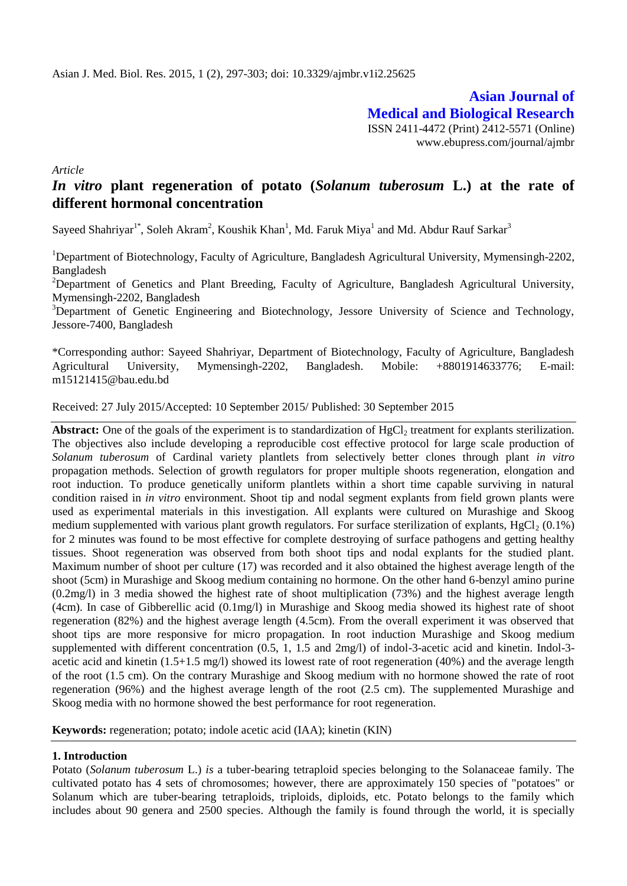*Article*

# *In vitro* plant regeneration of potato (*Solanum tuberosum* L.) at the rate of different hormonal concentration

Sayeed Shahriyar[1*], Soleh Akram[2], Koushik Khan[1], Md. Faruk Miya[1] and Md. Abdur Rauf Sarkar[3]

[1]Department of Biotechnology, Faculty of Agriculture, Bangladesh Agricultural University, Mymensingh-2202, Bangladesh

[2]Department of Genetics and Plant Breeding, Faculty of Agriculture, Bangladesh Agricultural University, Mymensingh-2202, Bangladesh

[3]Department of Genetic Engineering and Biotechnology, Jessore University of Science and Technology, Jessore-7400, Bangladesh

*Corresponding author: Sayeed Shahriyar, Department of Biotechnology, Faculty of Agriculture, Bangladesh Agricultural University, Mymensingh-2202, Bangladesh. Mobile: +8801914633776; E-mail: m15121415@bau.edu.bd

Received: 27 July 2015/Accepted: 10 September 2015/ Published: 30 September 2015

**Abstract:** One of the goals of the experiment is to standardization of $HgCl_2$ treatment for explants sterilization. The objectives also include developing a reproducible cost effective protocol for large scale production of *Solanum tuberosum* of Cardinal variety plantlets from selectively better clones through plant *in vitro* propagation methods. Selection of growth regulators for proper multiple shoots regeneration, elongation and root induction. To produce genetically uniform plantlets within a short time capable surviving in natural condition raised in *in vitro* environment. Shoot tip and nodal segment explants from field grown plants were used as experimental materials in this investigation. All explants were cultured on Murashige and Skoog medium supplemented with various plant growth regulators. For surface sterilization of explants, $HgCl_2$ (0.1%) for 2 minutes was found to be most effective for complete destroying of surface pathogens and getting healthy tissues. Shoot regeneration was observed from both shoot tips and nodal explants for the studied plant. Maximum number of shoot per culture (17) was recorded and it also obtained the highest average length of the shoot (5cm) in Murashige and Skoog medium containing no hormone. On the other hand 6-benzyl amino purine (0.2mg/l) in 3 media showed the highest rate of shoot multiplication (73%) and the highest average length (4cm). In case of Gibberellic acid (0.1mg/l) in Murashige and Skoog media showed its highest rate of shoot regeneration (82%) and the highest average length (4.5cm). From the overall experiment it was observed that shoot tips are more responsive for micro propagation. In root induction Murashige and Skoog medium supplemented with different concentration (0.5, 1, 1.5 and 2mg/l) of indol-3-acetic acid and kinetin. Indol-3-acetic acid and kinetin (1.5+1.5 mg/l) showed its lowest rate of root regeneration (40%) and the average length of the root (1.5 cm). On the contrary Murashige and Skoog medium with no hormone showed the rate of root regeneration (96%) and the highest average length of the root (2.5 cm). The supplemented Murashige and Skoog media with no hormone showed the best performance for root regeneration.

**Keywords:** regeneration; potato; indole acetic acid (IAA); kinetin (KIN)

## 1. Introduction

Potato (*Solanum tuberosum* L.) *is* a tuber-bearing tetraploid species belonging to the Solanaceae family. The cultivated potato has 4 sets of chromosomes; however, there are approximately 150 species of "potatoes" or Solanum which are tuber-bearing tetraploids, triploids, diploids, etc. Potato belongs to the family which includes about 90 genera and 2500 species. Although the family is found through the world, it is specially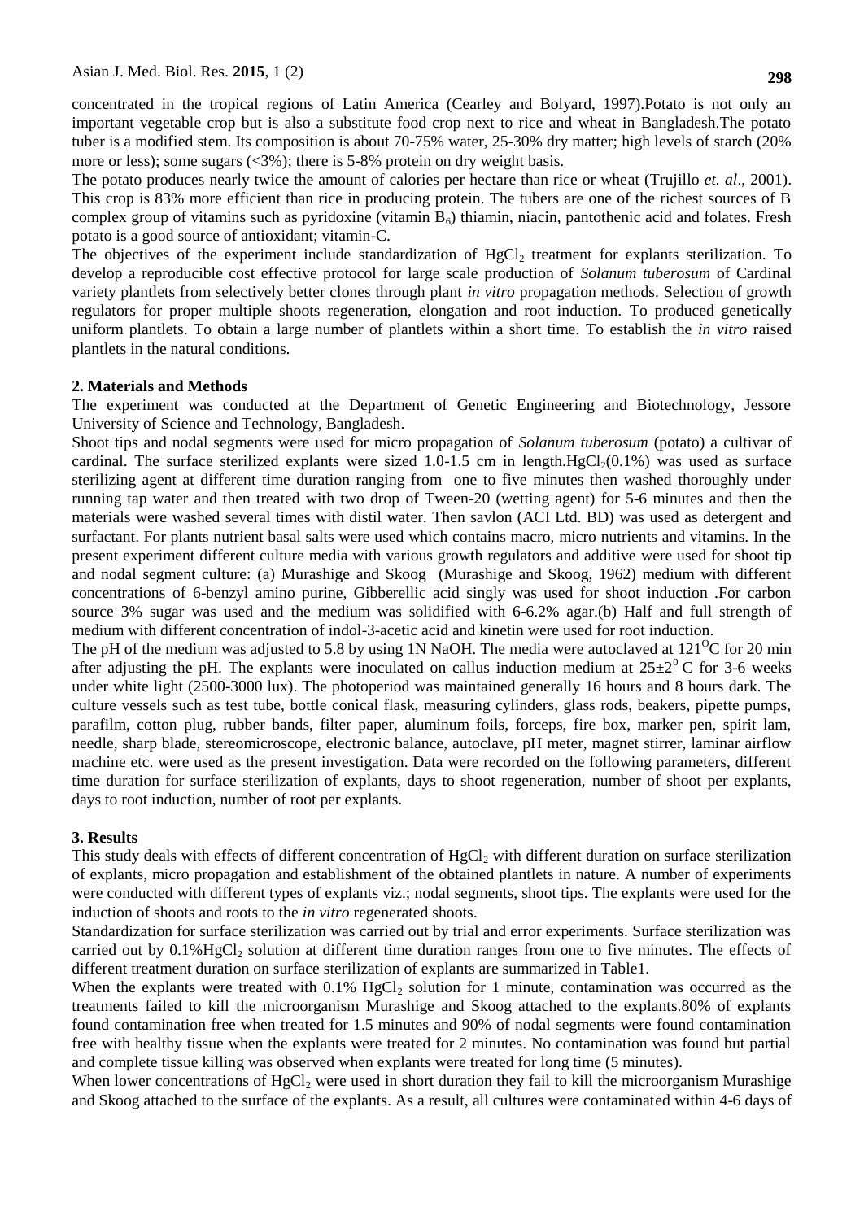concentrated in the tropical regions of Latin America (Cearley and Bolyard, 1997).Potato is not only an important vegetable crop but is also a substitute food crop next to rice and wheat in Bangladesh.The potato tuber is a modified stem. Its composition is about 70-75% water, 25-30% dry matter; high levels of starch (20% more or less); some sugars (<3%); there is 5-8% protein on dry weight basis.

The potato produces nearly twice the amount of calories per hectare than rice or wheat (Trujillo *et. al*., 2001). This crop is 83% more efficient than rice in producing protein. The tubers are one of the richest sources of B complex group of vitamins such as pyridoxine (vitamin $B_6$) thiamin, niacin, pantothenic acid and folates. Fresh potato is a good source of antioxidant; vitamin-C.

The objectives of the experiment include standardization of $HgCl_2$ treatment for explants sterilization. To develop a reproducible cost effective protocol for large scale production of *Solanum tuberosum* of Cardinal variety plantlets from selectively better clones through plant *in vitro* propagation methods. Selection of growth regulators for proper multiple shoots regeneration, elongation and root induction. To produced genetically uniform plantlets. To obtain a large number of plantlets within a short time. To establish the *in vitro* raised plantlets in the natural conditions.

## 2. Materials and Methods

The experiment was conducted at the Department of Genetic Engineering and Biotechnology, Jessore University of Science and Technology, Bangladesh.

Shoot tips and nodal segments were used for micro propagation of *Solanum tuberosum* (potato) a cultivar of cardinal. The surface sterilized explants were sized 1.0-1.5 cm in length.$HgCl_2$(0.1%) was used as surface sterilizing agent at different time duration ranging from one to five minutes then washed thoroughly under running tap water and then treated with two drop of Tween-20 (wetting agent) for 5-6 minutes and then the materials were washed several times with distil water. Then savlon (ACI Ltd. BD) was used as detergent and surfactant. For plants nutrient basal salts were used which contains macro, micro nutrients and vitamins. In the present experiment different culture media with various growth regulators and additive were used for shoot tip and nodal segment culture: (a) Murashige and Skoog (Murashige and Skoog, 1962) medium with different concentrations of 6-benzyl amino purine, Gibberellic acid singly was used for shoot induction .For carbon source 3% sugar was used and the medium was solidified with 6-6.2% agar.(b) Half and full strength of medium with different concentration of indol-3-acetic acid and kinetin were used for root induction.

The pH of the medium was adjusted to 5.8 by using 1N NaOH. The media were autoclaved at 121$^{O}$C for 20 min after adjusting the pH. The explants were inoculated on callus induction medium at $25\pm2^{0}$ C for 3-6 weeks under white light (2500-3000 lux). The photoperiod was maintained generally 16 hours and 8 hours dark. The culture vessels such as test tube, bottle conical flask, measuring cylinders, glass rods, beakers, pipette pumps, parafilm, cotton plug, rubber bands, filter paper, aluminum foils, forceps, fire box, marker pen, spirit lam, needle, sharp blade, stereomicroscope, electronic balance, autoclave, pH meter, magnet stirrer, laminar airflow machine etc. were used as the present investigation. Data were recorded on the following parameters, different time duration for surface sterilization of explants, days to shoot regeneration, number of shoot per explants, days to root induction, number of root per explants.

## 3. Results

This study deals with effects of different concentration of $HgCl_2$ with different duration on surface sterilization of explants, micro propagation and establishment of the obtained plantlets in nature. A number of experiments were conducted with different types of explants viz.; nodal segments, shoot tips. The explants were used for the induction of shoots and roots to the *in vitro* regenerated shoots.

Standardization for surface sterilization was carried out by trial and error experiments. Surface sterilization was carried out by 0.1%$HgCl_2$ solution at different time duration ranges from one to five minutes. The effects of different treatment duration on surface sterilization of explants are summarized in Table1.

When the explants were treated with 0.1% $HgCl_2$ solution for 1 minute, contamination was occurred as the treatments failed to kill the microorganism Murashige and Skoog attached to the explants.80% of explants found contamination free when treated for 1.5 minutes and 90% of nodal segments were found contamination free with healthy tissue when the explants were treated for 2 minutes. No contamination was found but partial and complete tissue killing was observed when explants were treated for long time (5 minutes).

When lower concentrations of $HgCl_2$ were used in short duration they fail to kill the microorganism Murashige and Skoog attached to the surface of the explants. As a result, all cultures were contaminated within 4-6 days of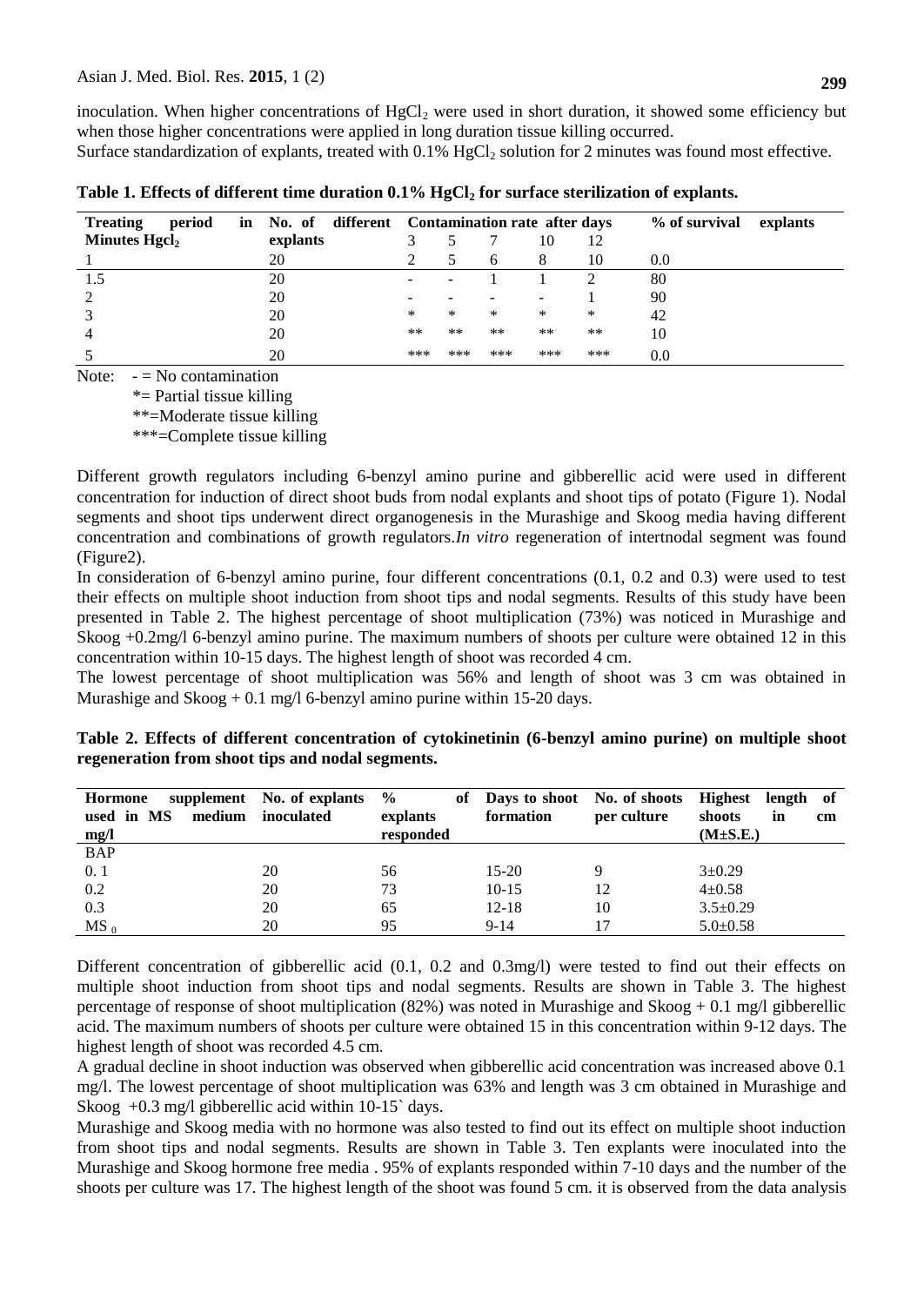inoculation. When higher concentrations of $HgCl_2$ were used in short duration, it showed some efficiency but when those higher concentrations were applied in long duration tissue killing occurred.

Surface standardization of explants, treated with 0.1% $HgCl_2$ solution for 2 minutes was found most effective.

**Table 1. Effects of different time duration 0.1% $HgCl_2$ for surface sterilization of explants.**

| Treating period in Minutes $Hgcl_2$ | No. of different explants | Contamination rate after days | | | | | % of survival explants |
|---|---|---|---|---|---|---|---|
| | | 3 | 5 | 7 | 10 | 12 | |
| 1 | 20 | 2 | 5 | 6 | 8 | 10 | 0.0 |
| 1.5 | 20 | - | - | 1 | 1 | 2 | 80 |
| 2 | 20 | - | - | - | - | 1 | 90 |
| 3 | 20 | * | * | * | * | * | 42 |
| 4 | 20 | ** | ** | ** | ** | ** | 10 |
| 5 | 20 | *** | *** | *** | *** | *** | 0.0 |

Note: - = No contamination
*= Partial tissue killing
**=Moderate tissue killing
***=Complete tissue killing

Different growth regulators including 6-benzyl amino purine and gibberellic acid were used in different concentration for induction of direct shoot buds from nodal explants and shoot tips of potato (Figure 1). Nodal segments and shoot tips underwent direct organogenesis in the Murashige and Skoog media having different concentration and combinations of growth regulators.*In vitro* regeneration of intertnodal segment was found (Figure2).

In consideration of 6-benzyl amino purine, four different concentrations (0.1, 0.2 and 0.3) were used to test their effects on multiple shoot induction from shoot tips and nodal segments. Results of this study have been presented in Table 2. The highest percentage of shoot multiplication (73%) was noticed in Murashige and Skoog +0.2mg/l 6-benzyl amino purine. The maximum numbers of shoots per culture were obtained 12 in this concentration within 10-15 days. The highest length of shoot was recorded 4 cm.

The lowest percentage of shoot multiplication was 56% and length of shoot was 3 cm was obtained in Murashige and Skoog + 0.1 mg/l 6-benzyl amino purine within 15-20 days.

**Table 2. Effects of different concentration of cytokinetinin (6-benzyl amino purine) on multiple shoot regeneration from shoot tips and nodal segments.**

| Hormone supplement used in MS medium mg/l | No. of explants inoculated | % of explants responded | Days to shoot formation | No. of shoots per culture | Highest length of shoots in cm (M±S.E.) |
|---|---|---|---|---|---|
| BAP | | | | | |
| 0. 1 | 20 | 56 | 15-20 | 9 | 3±0.29 |
| 0.2 | 20 | 73 | 10-15 | 12 | 4±0.58 |
| 0.3 | 20 | 65 | 12-18 | 10 | 3.5±0.29 |
| $MS_0$ | 20 | 95 | 9-14 | 17 | 5.0±0.58 |

Different concentration of gibberellic acid (0.1, 0.2 and 0.3mg/l) were tested to find out their effects on multiple shoot induction from shoot tips and nodal segments. Results are shown in Table 3. The highest percentage of response of shoot multiplication (82%) was noted in Murashige and Skoog + 0.1 mg/l gibberellic acid. The maximum numbers of shoots per culture were obtained 15 in this concentration within 9-12 days. The highest length of shoot was recorded 4.5 cm.

A gradual decline in shoot induction was observed when gibberellic acid concentration was increased above 0.1 mg/l. The lowest percentage of shoot multiplication was 63% and length was 3 cm obtained in Murashige and Skoog +0.3 mg/l gibberellic acid within 10-15` days.

Murashige and Skoog media with no hormone was also tested to find out its effect on multiple shoot induction from shoot tips and nodal segments. Results are shown in Table 3. Ten explants were inoculated into the Murashige and Skoog hormone free media . 95% of explants responded within 7-10 days and the number of the shoots per culture was 17. The highest length of the shoot was found 5 cm. it is observed from the data analysis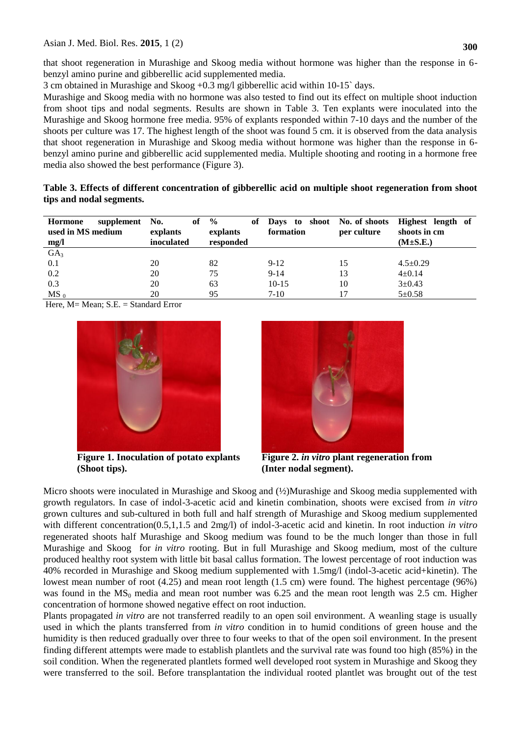that shoot regeneration in Murashige and Skoog media without hormone was higher than the response in 6-benzyl amino purine and gibberellic acid supplemented media.

3 cm obtained in Murashige and Skoog +0.3 mg/l gibberellic acid within 10-15` days.

Murashige and Skoog media with no hormone was also tested to find out its effect on multiple shoot induction from shoot tips and nodal segments. Results are shown in Table 3. Ten explants were inoculated into the Murashige and Skoog hormone free media. 95% of explants responded within 7-10 days and the number of the shoots per culture was 17. The highest length of the shoot was found 5 cm. it is observed from the data analysis that shoot regeneration in Murashige and Skoog media without hormone was higher than the response in 6-benzyl amino purine and gibberellic acid supplemented media. Multiple shooting and rooting in a hormone free media also showed the best performance (Figure 3).

**Table 3. Effects of different concentration of gibberellic acid on multiple shoot regeneration from shoot tips and nodal segments.**

| Hormone supplement used in MS medium mg/l | No. of explants inoculated | % of explants responded | Days to shoot formation | No. of shoots per culture | Highest length of shoots in cm (M±S.E.) |
|---|---|---|---|---|---|
| $GA_3$ | | | | | |
| 0.1 | 20 | 82 | 9-12 | 15 | 4.5±0.29 |
| 0.2 | 20 | 75 | 9-14 | 13 | 4±0.14 |
| 0.3 | 20 | 63 | 10-15 | 10 | 3±0.43 |
| $MS_0$ | 20 | 95 | 7-10 | 17 | 5±0.58 |

Here, M= Mean; S.E. = Standard Error

**Figure 1. Inoculation of potato explants (Shoot tips).**

**Figure 2. *in vitro* plant regeneration from (Inter nodal segment).**

Micro shoots were inoculated in Murashige and Skoog and (½)Murashige and Skoog media supplemented with growth regulators. In case of indol-3-acetic acid and kinetin combination, shoots were excised from *in vitro* grown cultures and sub-cultured in both full and half strength of Murashige and Skoog medium supplemented with different concentration(0.5,1,1.5 and 2mg/l) of indol-3-acetic acid and kinetin. In root induction *in vitro* regenerated shoots half Murashige and Skoog medium was found to be the much longer than those in full Murashige and Skoog for *in vitro* rooting. But in full Murashige and Skoog medium, most of the culture produced healthy root system with little bit basal callus formation. The lowest percentage of root induction was 40% recorded in Murashige and Skoog medium supplemented with 1.5mg/l (indol-3-acetic acid+kinetin). The lowest mean number of root (4.25) and mean root length (1.5 cm) were found. The highest percentage (96%) was found in the $MS_0$ media and mean root number was 6.25 and the mean root length was 2.5 cm. Higher concentration of hormone showed negative effect on root induction.

Plants propagated *in vitro* are not transferred readily to an open soil environment. A weanling stage is usually used in which the plants transferred from *in vitro* condition in to humid conditions of green house and the humidity is then reduced gradually over three to four weeks to that of the open soil environment. In the present finding different attempts were made to establish plantlets and the survival rate was found too high (85%) in the soil condition. When the regenerated plantlets formed well developed root system in Murashige and Skoog they were transferred to the soil. Before transplantation the individual rooted plantlet was brought out of the test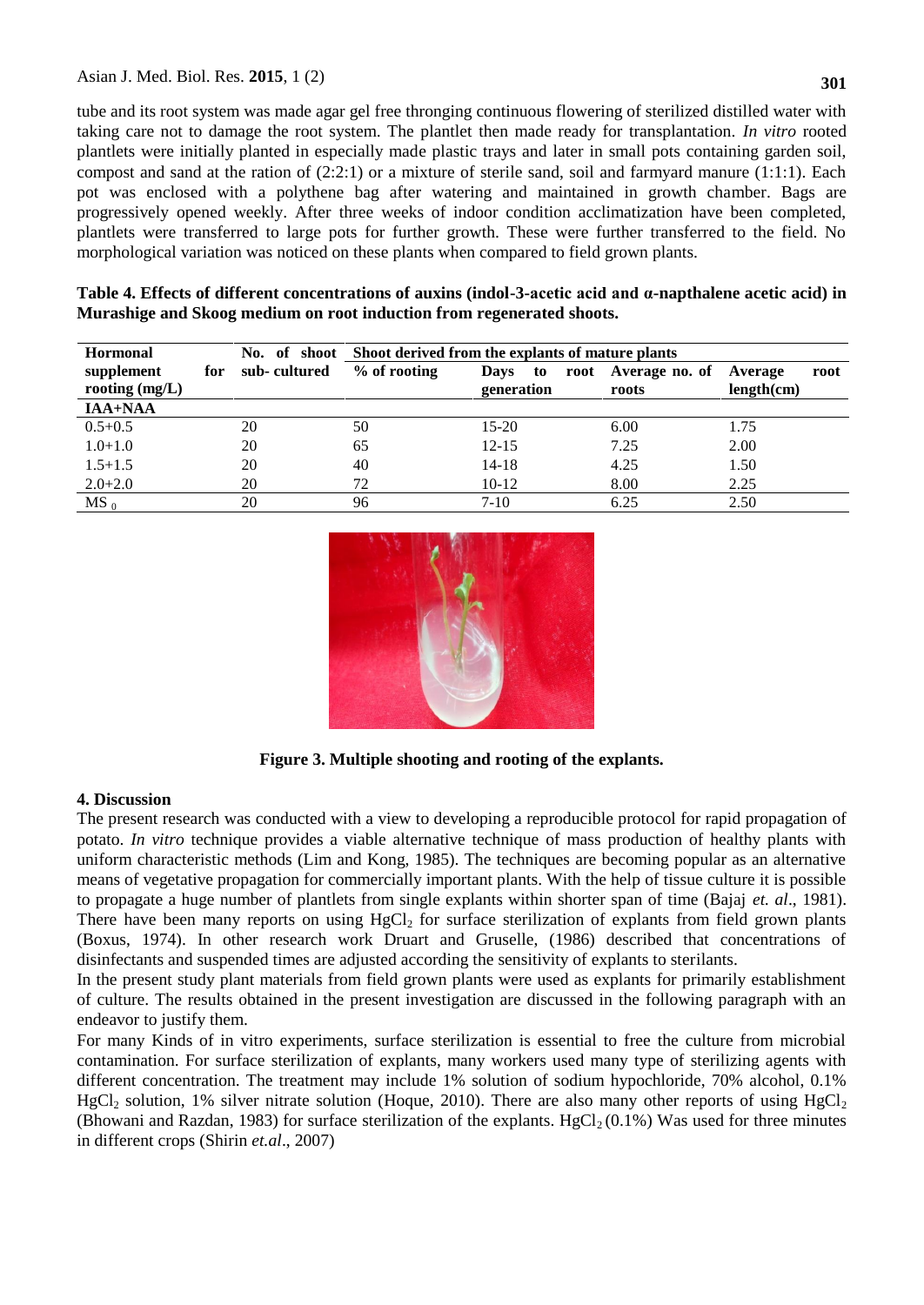tube and its root system was made agar gel free thronging continuous flowering of sterilized distilled water with taking care not to damage the root system. The plantlet then made ready for transplantation. *In vitro* rooted plantlets were initially planted in especially made plastic trays and later in small pots containing garden soil, compost and sand at the ration of (2:2:1) or a mixture of sterile sand, soil and farmyard manure (1:1:1). Each pot was enclosed with a polythene bag after watering and maintained in growth chamber. Bags are progressively opened weekly. After three weeks of indoor condition acclimatization have been completed, plantlets were transferred to large pots for further growth. These were further transferred to the field. No morphological variation was noticed on these plants when compared to field grown plants.

**Table 4. Effects of different concentrations of auxins (indol-3-acetic acid and α-napthalene acetic acid) in Murashige and Skoog medium on root induction from regenerated shoots.**

| Hormonal supplement for rooting (mg/L) | No. of shoot sub- cultured | Shoot derived from the explants of mature plants | | | |
|---|---|---|---|---|---|
| | | % of rooting | Days to root generation | Average no. of roots | Average root length(cm) |
| **IAA+NAA** | | | | | |
| 0.5+0.5 | 20 | 50 | 15-20 | 6.00 | 1.75 |
| 1.0+1.0 | 20 | 65 | 12-15 | 7.25 | 2.00 |
| 1.5+1.5 | 20 | 40 | 14-18 | 4.25 | 1.50 |
| 2.0+2.0 | 20 | 72 | 10-12 | 8.00 | 2.25 |
| $MS_0$ | 20 | 96 | 7-10 | 6.25 | 2.50 |

**Figure 3. Multiple shooting and rooting of the explants.**

## 4. Discussion

The present research was conducted with a view to developing a reproducible protocol for rapid propagation of potato. *In vitro* technique provides a viable alternative technique of mass production of healthy plants with uniform characteristic methods (Lim and Kong, 1985). The techniques are becoming popular as an alternative means of vegetative propagation for commercially important plants. With the help of tissue culture it is possible to propagate a huge number of plantlets from single explants within shorter span of time (Bajaj *et. al*., 1981). There have been many reports on using $HgCl_2$ for surface sterilization of explants from field grown plants (Boxus, 1974). In other research work Druart and Gruselle, (1986) described that concentrations of disinfectants and suspended times are adjusted according the sensitivity of explants to sterilants.

In the present study plant materials from field grown plants were used as explants for primarily establishment of culture. The results obtained in the present investigation are discussed in the following paragraph with an endeavor to justify them.

For many Kinds of in vitro experiments, surface sterilization is essential to free the culture from microbial contamination. For surface sterilization of explants, many workers used many type of sterilizing agents with different concentration. The treatment may include 1% solution of sodium hypochloride, 70% alcohol, 0.1% $HgCl_2$ solution, 1% silver nitrate solution (Hoque, 2010). There are also many other reports of using $HgCl_2$ (Bhowani and Razdan, 1983) for surface sterilization of the explants. $HgCl_2$ (0.1%) Was used for three minutes in different crops (Shirin *et.al*., 2007)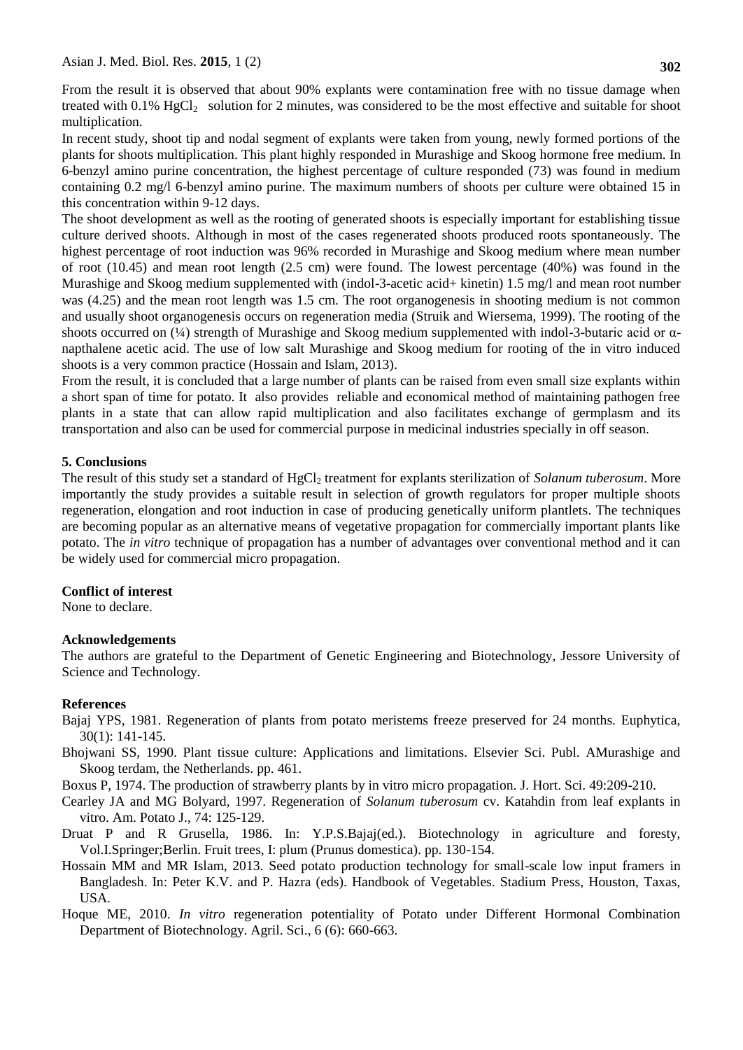From the result it is observed that about 90% explants were contamination free with no tissue damage when treated with 0.1% $HgCl_2$ solution for 2 minutes, was considered to be the most effective and suitable for shoot multiplication.

In recent study, shoot tip and nodal segment of explants were taken from young, newly formed portions of the plants for shoots multiplication. This plant highly responded in Murashige and Skoog hormone free medium. In 6-benzyl amino purine concentration, the highest percentage of culture responded (73) was found in medium containing 0.2 mg/l 6-benzyl amino purine. The maximum numbers of shoots per culture were obtained 15 in this concentration within 9-12 days.

The shoot development as well as the rooting of generated shoots is especially important for establishing tissue culture derived shoots. Although in most of the cases regenerated shoots produced roots spontaneously. The highest percentage of root induction was 96% recorded in Murashige and Skoog medium where mean number of root (10.45) and mean root length (2.5 cm) were found. The lowest percentage (40%) was found in the Murashige and Skoog medium supplemented with (indol-3-acetic acid+ kinetin) 1.5 mg/l and mean root number was (4.25) and the mean root length was 1.5 cm. The root organogenesis in shooting medium is not common and usually shoot organogenesis occurs on regeneration media (Struik and Wiersema, 1999). The rooting of the shoots occurred on (¼) strength of Murashige and Skoog medium supplemented with indol-3-butaric acid or α-napthalene acetic acid. The use of low salt Murashige and Skoog medium for rooting of the in vitro induced shoots is a very common practice (Hossain and Islam, 2013).

From the result, it is concluded that a large number of plants can be raised from even small size explants within a short span of time for potato. It also provides reliable and economical method of maintaining pathogen free plants in a state that can allow rapid multiplication and also facilitates exchange of germplasm and its transportation and also can be used for commercial purpose in medicinal industries specially in off season.

## 5. Conclusions

The result of this study set a standard of $HgCl_2$ treatment for explants sterilization of *Solanum tuberosum*. More importantly the study provides a suitable result in selection of growth regulators for proper multiple shoots regeneration, elongation and root induction in case of producing genetically uniform plantlets. The techniques are becoming popular as an alternative means of vegetative propagation for commercially important plants like potato. The *in vitro* technique of propagation has a number of advantages over conventional method and it can be widely used for commercial micro propagation.

## Conflict of interest

None to declare.

## Acknowledgements

The authors are grateful to the Department of Genetic Engineering and Biotechnology, Jessore University of Science and Technology.

## References

Bajaj YPS, 1981. Regeneration of plants from potato meristems freeze preserved for 24 months. Euphytica, 30(1): 141-145.

Bhojwani SS, 1990. Plant tissue culture: Applications and limitations. Elsevier Sci. Publ. AMurashige and Skoog terdam, the Netherlands. pp. 461.

Boxus P, 1974. The production of strawberry plants by in vitro micro propagation. J. Hort. Sci. 49:209-210.

Cearley JA and MG Bolyard, 1997. Regeneration of *Solanum tuberosum* cv. Katahdin from leaf explants in vitro. Am. Potato J., 74: 125-129.

Druat P and R Grusella, 1986. In: Y.P.S.Bajaj(ed.). Biotechnology in agriculture and foresty, Vol.I.Springer;Berlin. Fruit trees, I: plum (Prunus domestica). pp. 130-154.

Hossain MM and MR Islam, 2013. Seed potato production technology for small-scale low input framers in Bangladesh. In: Peter K.V. and P. Hazra (eds). Handbook of Vegetables. Stadium Press, Houston, Taxas, USA.

Hoque ME, 2010. *In vitro* regeneration potentiality of Potato under Different Hormonal Combination Department of Biotechnology. Agril. Sci., 6 (6): 660-663.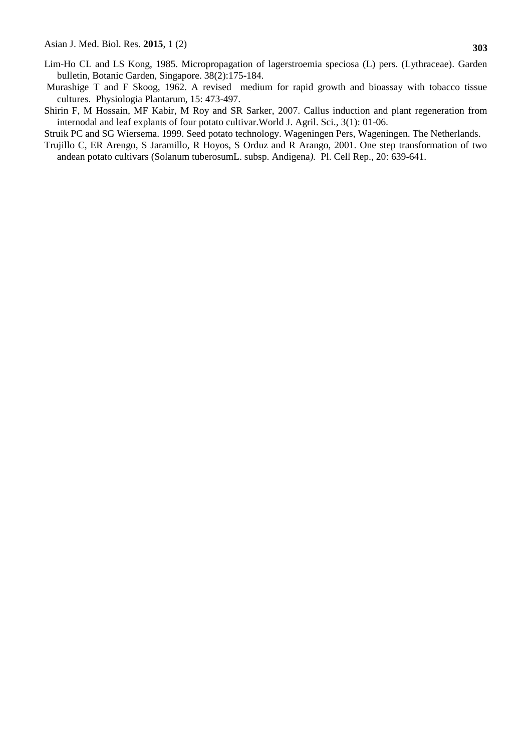Lim-Ho CL and LS Kong, 1985. Micropropagation of lagerstroemia speciosa (L) pers. (Lythraceae). Garden bulletin, Botanic Garden, Singapore. 38(2):175-184.

Murashige T and F Skoog, 1962. A revised medium for rapid growth and bioassay with tobacco tissue cultures. Physiologia Plantarum, 15: 473-497.

Shirin F, M Hossain, MF Kabir, M Roy and SR Sarker, 2007. Callus induction and plant regeneration from internodal and leaf explants of four potato cultivar.World J. Agril. Sci., 3(1): 01-06.

Struik PC and SG Wiersema. 1999. Seed potato technology. Wageningen Pers, Wageningen. The Netherlands.

Trujillo C, ER Arengo, S Jaramillo, R Hoyos, S Orduz and R Arango, 2001. One step transformation of two andean potato cultivars (Solanum tuberosumL. subsp. Andigena*).* Pl. Cell Rep., 20: 639-641.